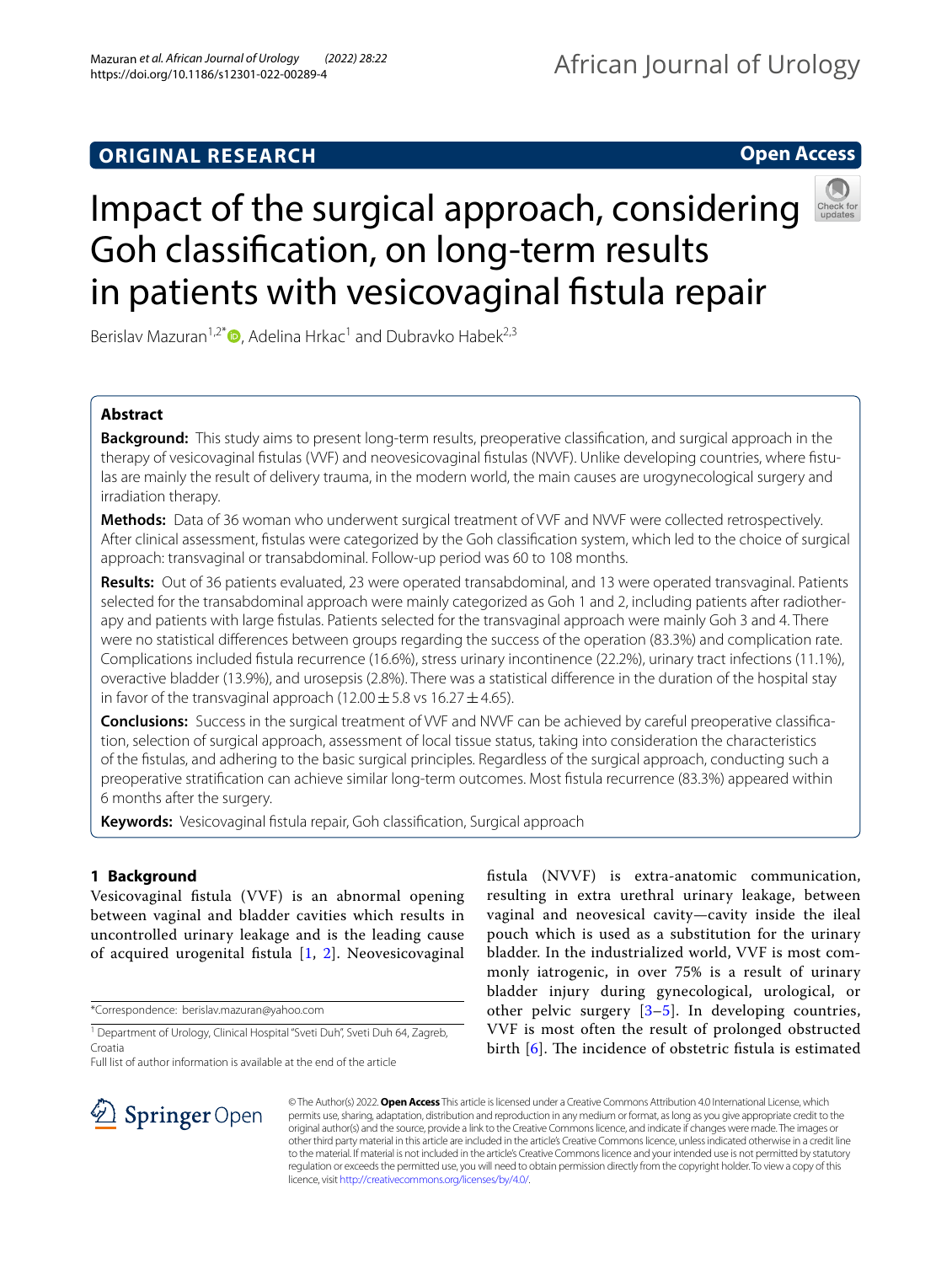ORIGINAL RESEARCH

Open Access

# Impact of the surgical approach, considering Goh classification, on long-term results in patients with vesicovaginal fistula repair

Berislav Mazuran[1,2*], Adelina Hrkac[1] and Dubravko Habek[2,3]

## Abstract

**Background:** This study aims to present long-term results, preoperative classification, and surgical approach in the therapy of vesicovaginal fistulas (VVF) and neovesicovaginal fistulas (NVVF). Unlike developing countries, where fistulas are mainly the result of delivery trauma, in the modern world, the main causes are urogynecological surgery and irradiation therapy.

**Methods:** Data of 36 woman who underwent surgical treatment of VVF and NVVF were collected retrospectively. After clinical assessment, fistulas were categorized by the Goh classification system, which led to the choice of surgical approach: transvaginal or transabdominal. Follow-up period was 60 to 108 months.

**Results:** Out of 36 patients evaluated, 23 were operated transabdominal, and 13 were operated transvaginal. Patients selected for the transabdominal approach were mainly categorized as Goh 1 and 2, including patients after radiotherapy and patients with large fistulas. Patients selected for the transvaginal approach were mainly Goh 3 and 4. There were no statistical differences between groups regarding the success of the operation (83.3%) and complication rate. Complications included fistula recurrence (16.6%), stress urinary incontinence (22.2%), urinary tract infections (11.1%), overactive bladder (13.9%), and urosepsis (2.8%). There was a statistical difference in the duration of the hospital stay in favor of the transvaginal approach ($12.00 \pm 5.8$ vs $16.27 \pm 4.65$).

**Conclusions:** Success in the surgical treatment of VVF and NVVF can be achieved by careful preoperative classification, selection of surgical approach, assessment of local tissue status, taking into consideration the characteristics of the fistulas, and adhering to the basic surgical principles. Regardless of the surgical approach, conducting such a preoperative stratification can achieve similar long-term outcomes. Most fistula recurrence (83.3%) appeared within 6 months after the surgery.

**Keywords:** Vesicovaginal fistula repair, Goh classification, Surgical approach

## 1 Background

Vesicovaginal fistula (VVF) is an abnormal opening between vaginal and bladder cavities which results in uncontrolled urinary leakage and is the leading cause of acquired urogenital fistula [1, 2]. Neovesicovaginal fistula (NVVF) is extra-anatomic communication, resulting in extra urethral urinary leakage, between vaginal and neovesical cavity—cavity inside the ileal pouch which is used as a substitution for the urinary bladder. In the industrialized world, VVF is most commonly iatrogenic, in over 75% is a result of urinary bladder injury during gynecological, urological, or other pelvic surgery [3–5]. In developing countries, VVF is most often the result of prolonged obstructed birth [6]. The incidence of obstetric fistula is estimated

*Correspondence: berislav.mazuran@yahoo.com

[1] Department of Urology, Clinical Hospital "Sveti Duh", Sveti Duh 64, Zagreb, Croatia

Full list of author information is available at the end of the article

© The Author(s) 2022. **Open Access** This article is licensed under a Creative Commons Attribution 4.0 International License, which permits use, sharing, adaptation, distribution and reproduction in any medium or format, as long as you give appropriate credit to the original author(s) and the source, provide a link to the Creative Commons licence, and indicate if changes were made. The images or other third party material in this article are included in the article's Creative Commons licence, unless indicated otherwise in a credit line to the material. If material is not included in the article's Creative Commons licence and your intended use is not permitted by statutory regulation or exceeds the permitted use, you will need to obtain permission directly from the copyright holder. To view a copy of this licence, visit http://creativecommons.org/licenses/by/4.0/.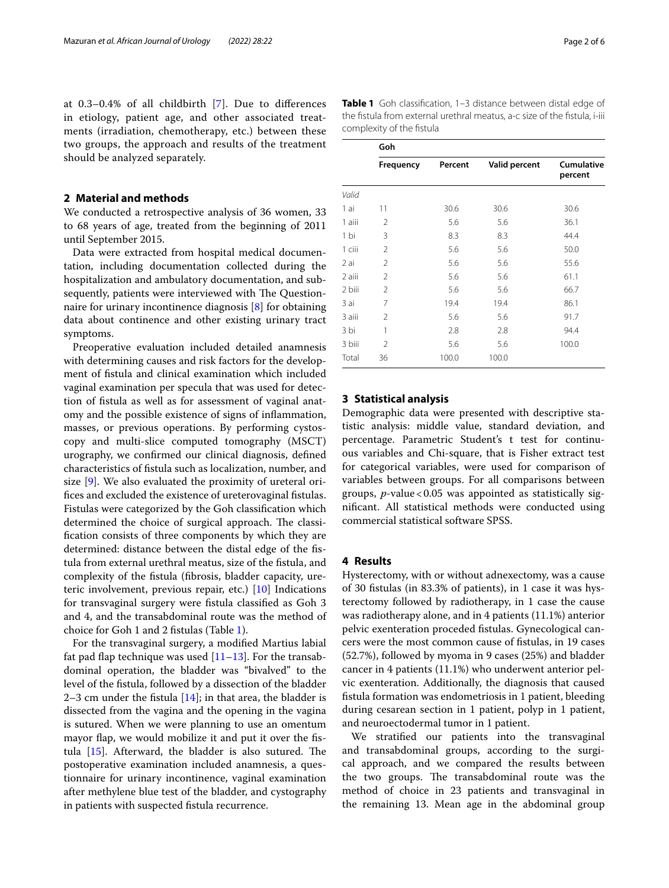at 0.3–0.4% of all childbirth [7]. Due to differences in etiology, patient age, and other associated treatments (irradiation, chemotherapy, etc.) between these two groups, the approach and results of the treatment should be analyzed separately.

## 2 Material and methods

We conducted a retrospective analysis of 36 women, 33 to 68 years of age, treated from the beginning of 2011 until September 2015.

Data were extracted from hospital medical documentation, including documentation collected during the hospitalization and ambulatory documentation, and subsequently, patients were interviewed with The Questionnaire for urinary incontinence diagnosis [8] for obtaining data about continence and other existing urinary tract symptoms.

Preoperative evaluation included detailed anamnesis with determining causes and risk factors for the development of fistula and clinical examination which included vaginal examination per specula that was used for detection of fistula as well as for assessment of vaginal anatomy and the possible existence of signs of inflammation, masses, or previous operations. By performing cystoscopy and multi-slice computed tomography (MSCT) urography, we confirmed our clinical diagnosis, defined characteristics of fistula such as localization, number, and size [9]. We also evaluated the proximity of ureteral orifices and excluded the existence of ureterovaginal fistulas. Fistulas were categorized by the Goh classification which determined the choice of surgical approach. The classification consists of three components by which they are determined: distance between the distal edge of the fistula from external urethral meatus, size of the fistula, and complexity of the fistula (fibrosis, bladder capacity, ureteric involvement, previous repair, etc.) [10] Indications for transvaginal surgery were fistula classified as Goh 3 and 4, and the transabdominal route was the method of choice for Goh 1 and 2 fistulas (Table 1).

For the transvaginal surgery, a modified Martius labial fat pad flap technique was used [11–13]. For the transabdominal operation, the bladder was "bivalved" to the level of the fistula, followed by a dissection of the bladder 2–3 cm under the fistula [14]; in that area, the bladder is dissected from the vagina and the opening in the vagina is sutured. When we were planning to use an omentum mayor flap, we would mobilize it and put it over the fistula [15]. Afterward, the bladder is also sutured. The postoperative examination included anamnesis, a questionnaire for urinary incontinence, vaginal examination after methylene blue test of the bladder, and cystography in patients with suspected fistula recurrence.

**Table 1** Goh classification, 1–3 distance between distal edge of the fistula from external urethral meatus, a-c size of the fistula, i-iii complexity of the fistula

| | Goh | | | |
|---|---|---|---|---|
| | Frequency | Percent | Valid percent | Cumulative percent |
| *Valid* | | | | |
| 1 ai | 11 | 30.6 | 30.6 | 30.6 |
| 1 aiii | 2 | 5.6 | 5.6 | 36.1 |
| 1 bi | 3 | 8.3 | 8.3 | 44.4 |
| 1 ciii | 2 | 5.6 | 5.6 | 50.0 |
| 2 ai | 2 | 5.6 | 5.6 | 55.6 |
| 2 aiii | 2 | 5.6 | 5.6 | 61.1 |
| 2 biii | 2 | 5.6 | 5.6 | 66.7 |
| 3 ai | 7 | 19.4 | 19.4 | 86.1 |
| 3 aiii | 2 | 5.6 | 5.6 | 91.7 |
| 3 bi | 1 | 2.8 | 2.8 | 94.4 |
| 3 biii | 2 | 5.6 | 5.6 | 100.0 |
| Total | 36 | 100.0 | 100.0 | |

## 3 Statistical analysis

Demographic data were presented with descriptive statistic analysis: middle value, standard deviation, and percentage. Parametric Student's t test for continuous variables and Chi-square, that is Fisher extract test for categorical variables, were used for comparison of variables between groups. For all comparisons between groups, $p$-value < 0.05 was appointed as statistically significant. All statistical methods were conducted using commercial statistical software SPSS.

## 4 Results

Hysterectomy, with or without adnexectomy, was a cause of 30 fistulas (in 83.3% of patients), in 1 case it was hysterectomy followed by radiotherapy, in 1 case the cause was radiotherapy alone, and in 4 patients (11.1%) anterior pelvic exenteration proceded fistulas. Gynecological cancers were the most common cause of fistulas, in 19 cases (52.7%), followed by myoma in 9 cases (25%) and bladder cancer in 4 patients (11.1%) who underwent anterior pelvic exenteration. Additionally, the diagnosis that caused fistula formation was endometriosis in 1 patient, bleeding during cesarean section in 1 patient, polyp in 1 patient, and neuroectodermal tumor in 1 patient.

We stratified our patients into the transvaginal and transabdominal groups, according to the surgical approach, and we compared the results between the two groups. The transabdominal route was the method of choice in 23 patients and transvaginal in the remaining 13. Mean age in the abdominal group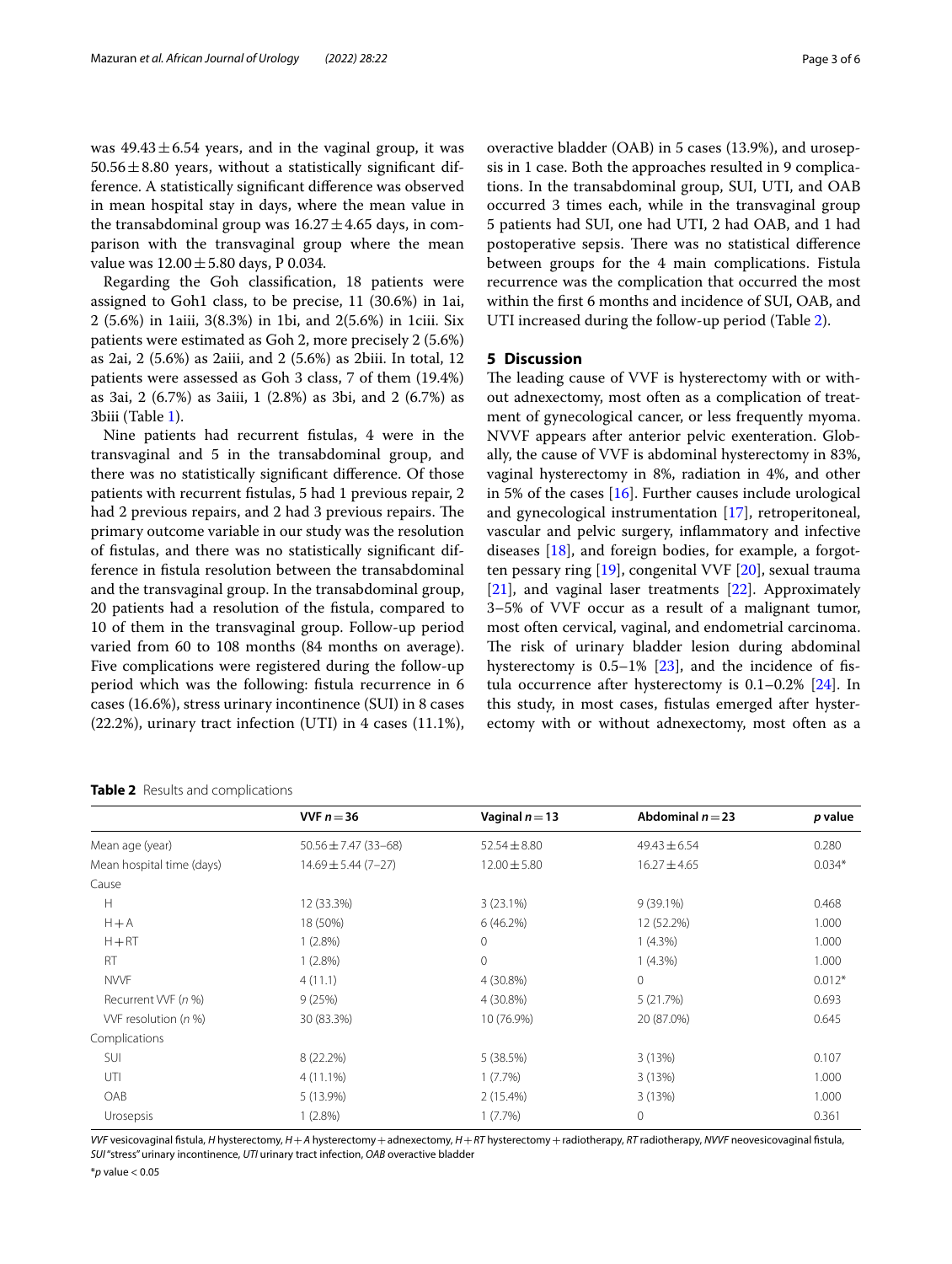was $49.43 \pm 6.54$ years, and in the vaginal group, it was $50.56 \pm 8.80$ years, without a statistically significant difference. A statistically significant difference was observed in mean hospital stay in days, where the mean value in the transabdominal group was $16.27 \pm 4.65$ days, in comparison with the transvaginal group where the mean value was $12.00 \pm 5.80$ days, P 0.034.

Regarding the Goh classification, 18 patients were assigned to Goh1 class, to be precise, 11 (30.6%) in 1ai, 2 (5.6%) in 1aiii, 3(8.3%) in 1bi, and 2(5.6%) in 1ciii. Six patients were estimated as Goh 2, more precisely 2 (5.6%) as 2ai, 2 (5.6%) as 2aiii, and 2 (5.6%) as 2biii. In total, 12 patients were assessed as Goh 3 class, 7 of them (19.4%) as 3ai, 2 (6.7%) as 3aiii, 1 (2.8%) as 3bi, and 2 (6.7%) as 3biii (Table 1).

Nine patients had recurrent fistulas, 4 were in the transvaginal and 5 in the transabdominal group, and there was no statistically significant difference. Of those patients with recurrent fistulas, 5 had 1 previous repair, 2 had 2 previous repairs, and 2 had 3 previous repairs. The primary outcome variable in our study was the resolution of fistulas, and there was no statistically significant difference in fistula resolution between the transabdominal and the transvaginal group. In the transabdominal group, 20 patients had a resolution of the fistula, compared to 10 of them in the transvaginal group. Follow-up period varied from 60 to 108 months (84 months on average). Five complications were registered during the follow-up period which was the following: fistula recurrence in 6 cases (16.6%), stress urinary incontinence (SUI) in 8 cases (22.2%), urinary tract infection (UTI) in 4 cases (11.1%), overactive bladder (OAB) in 5 cases (13.9%), and urosepsis in 1 case. Both the approaches resulted in 9 complications. In the transabdominal group, SUI, UTI, and OAB occurred 3 times each, while in the transvaginal group 5 patients had SUI, one had UTI, 2 had OAB, and 1 had postoperative sepsis. There was no statistical difference between groups for the 4 main complications. Fistula recurrence was the complication that occurred the most within the first 6 months and incidence of SUI, OAB, and UTI increased during the follow-up period (Table 2).

## 5 Discussion

The leading cause of VVF is hysterectomy with or without adnexectomy, most often as a complication of treatment of gynecological cancer, or less frequently myoma. NVVF appears after anterior pelvic exenteration. Globally, the cause of VVF is abdominal hysterectomy in 83%, vaginal hysterectomy in 8%, radiation in 4%, and other in 5% of the cases [16]. Further causes include urological and gynecological instrumentation [17], retroperitoneal, vascular and pelvic surgery, inflammatory and infective diseases [18], and foreign bodies, for example, a forgotten pessary ring [19], congenital VVF [20], sexual trauma [21], and vaginal laser treatments [22]. Approximately 3–5% of VVF occur as a result of a malignant tumor, most often cervical, vaginal, and endometrial carcinoma. The risk of urinary bladder lesion during abdominal hysterectomy is 0.5–1% [23], and the incidence of fistula occurrence after hysterectomy is 0.1–0.2% [24]. In this study, in most cases, fistulas emerged after hysterectomy with or without adnexectomy, most often as a

**Table 2** Results and complications

| | VVF $n = 36$ | Vaginal $n = 13$ | Abdominal $n = 23$ | *p* value |
|---|---|---|---|---|
| Mean age (year) | $50.56 \pm 7.47$ (33–68) | $52.54 \pm 8.80$ | $49.43 \pm 6.54$ | 0.280 |
| Mean hospital time (days) | $14.69 \pm 5.44$ (7–27) | $12.00 \pm 5.80$ | $16.27 \pm 4.65$ | 0.034* |
| Cause | | | | |
| H | 12 (33.3%) | 3 (23.1%) | 9 (39.1%) | 0.468 |
| H + A | 18 (50%) | 6 (46.2%) | 12 (52.2%) | 1.000 |
| H + RT | 1 (2.8%) | 0 | 1 (4.3%) | 1.000 |
| RT | 1 (2.8%) | 0 | 1 (4.3%) | 1.000 |
| NVVF | 4 (11.1) | 4 (30.8%) | 0 | 0.012* |
| Recurrent VVF (*n* %) | 9 (25%) | 4 (30.8%) | 5 (21.7%) | 0.693 |
| VVF resolution (*n* %) | 30 (83.3%) | 10 (76.9%) | 20 (87.0%) | 0.645 |
| Complications | | | | |
| SUI | 8 (22.2%) | 5 (38.5%) | 3 (13%) | 0.107 |
| UTI | 4 (11.1%) | 1 (7.7%) | 3 (13%) | 1.000 |
| OAB | 5 (13.9%) | 2 (15.4%) | 3 (13%) | 1.000 |
| Urosepsis | 1 (2.8%) | 1 (7.7%) | 0 | 0.361 |

*VVF* vesicovaginal fistula, *H* hysterectomy, *H + A* hysterectomy + adnexectomy, *H + RT* hysterectomy + radiotherapy, *RT* radiotherapy, *NVVF* neovesicovaginal fistula, *SUI* "stress" urinary incontinence, *UTI* urinary tract infection, *OAB* overactive bladder

*$p$ value < 0.05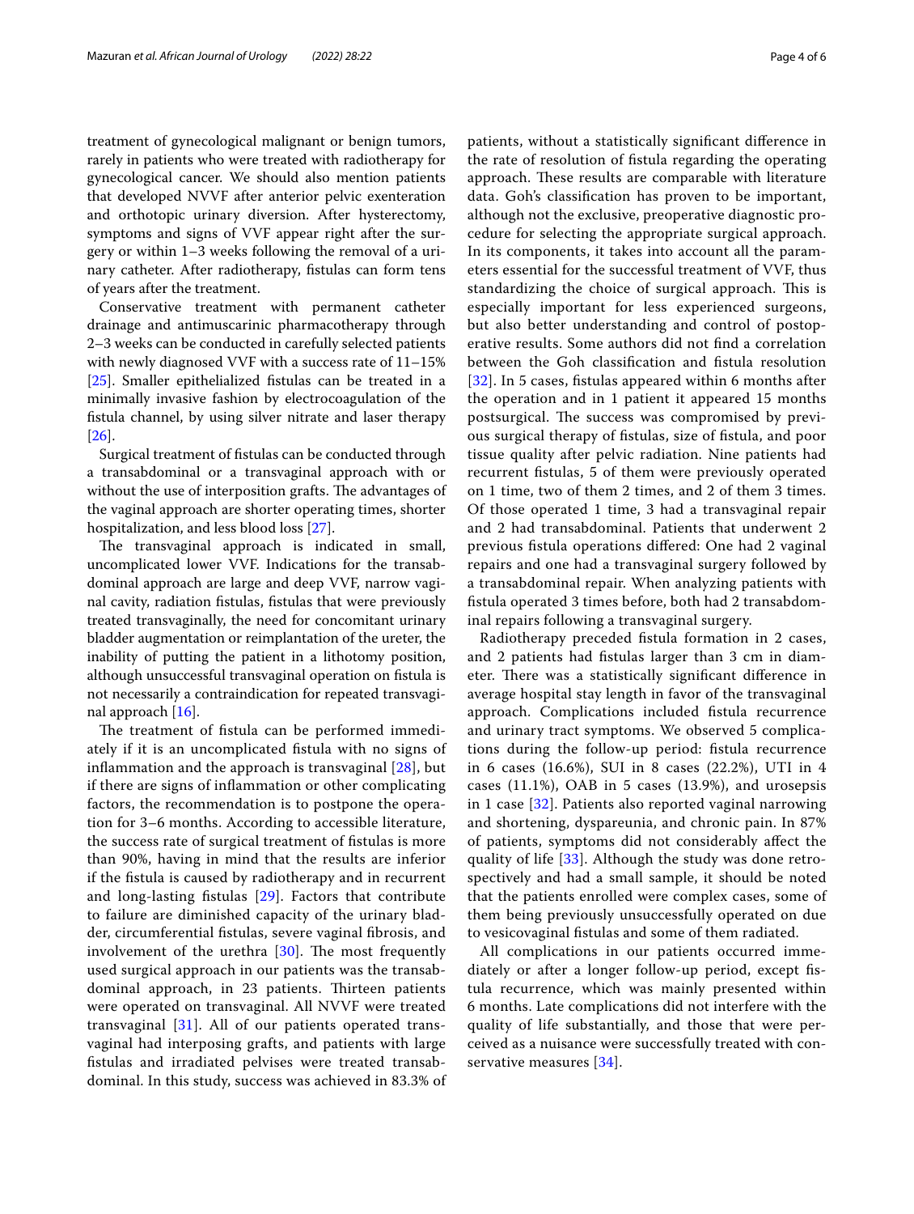treatment of gynecological malignant or benign tumors, rarely in patients who were treated with radiotherapy for gynecological cancer. We should also mention patients that developed NVVF after anterior pelvic exenteration and orthotopic urinary diversion. After hysterectomy, symptoms and signs of VVF appear right after the surgery or within 1–3 weeks following the removal of a urinary catheter. After radiotherapy, fistulas can form tens of years after the treatment.

Conservative treatment with permanent catheter drainage and antimuscarinic pharmacotherapy through 2–3 weeks can be conducted in carefully selected patients with newly diagnosed VVF with a success rate of 11–15% [25]. Smaller epithelialized fistulas can be treated in a minimally invasive fashion by electrocoagulation of the fistula channel, by using silver nitrate and laser therapy [26].

Surgical treatment of fistulas can be conducted through a transabdominal or a transvaginal approach with or without the use of interposition grafts. The advantages of the vaginal approach are shorter operating times, shorter hospitalization, and less blood loss [27].

The transvaginal approach is indicated in small, uncomplicated lower VVF. Indications for the transabdominal approach are large and deep VVF, narrow vaginal cavity, radiation fistulas, fistulas that were previously treated transvaginally, the need for concomitant urinary bladder augmentation or reimplantation of the ureter, the inability of putting the patient in a lithotomy position, although unsuccessful transvaginal operation on fistula is not necessarily a contraindication for repeated transvaginal approach [16].

The treatment of fistula can be performed immediately if it is an uncomplicated fistula with no signs of inflammation and the approach is transvaginal [28], but if there are signs of inflammation or other complicating factors, the recommendation is to postpone the operation for 3–6 months. According to accessible literature, the success rate of surgical treatment of fistulas is more than 90%, having in mind that the results are inferior if the fistula is caused by radiotherapy and in recurrent and long-lasting fistulas [29]. Factors that contribute to failure are diminished capacity of the urinary bladder, circumferential fistulas, severe vaginal fibrosis, and involvement of the urethra [30]. The most frequently used surgical approach in our patients was the transabdominal approach, in 23 patients. Thirteen patients were operated on transvaginal. All NVVF were treated transvaginal [31]. All of our patients operated transvaginal had interposing grafts, and patients with large fistulas and irradiated pelvises were treated transabdominal. In this study, success was achieved in 83.3% of patients, without a statistically significant difference in the rate of resolution of fistula regarding the operating approach. These results are comparable with literature data. Goh's classification has proven to be important, although not the exclusive, preoperative diagnostic procedure for selecting the appropriate surgical approach. In its components, it takes into account all the parameters essential for the successful treatment of VVF, thus standardizing the choice of surgical approach. This is especially important for less experienced surgeons, but also better understanding and control of postoperative results. Some authors did not find a correlation between the Goh classification and fistula resolution [32]. In 5 cases, fistulas appeared within 6 months after the operation and in 1 patient it appeared 15 months postsurgical. The success was compromised by previous surgical therapy of fistulas, size of fistula, and poor tissue quality after pelvic radiation. Nine patients had recurrent fistulas, 5 of them were previously operated on 1 time, two of them 2 times, and 2 of them 3 times. Of those operated 1 time, 3 had a transvaginal repair and 2 had transabdominal. Patients that underwent 2 previous fistula operations differed: One had 2 vaginal repairs and one had a transvaginal surgery followed by a transabdominal repair. When analyzing patients with fistula operated 3 times before, both had 2 transabdominal repairs following a transvaginal surgery.

Radiotherapy preceded fistula formation in 2 cases, and 2 patients had fistulas larger than 3 cm in diameter. There was a statistically significant difference in average hospital stay length in favor of the transvaginal approach. Complications included fistula recurrence and urinary tract symptoms. We observed 5 complications during the follow-up period: fistula recurrence in 6 cases (16.6%), SUI in 8 cases (22.2%), UTI in 4 cases (11.1%), OAB in 5 cases (13.9%), and urosepsis in 1 case [32]. Patients also reported vaginal narrowing and shortening, dyspareunia, and chronic pain. In 87% of patients, symptoms did not considerably affect the quality of life [33]. Although the study was done retrospectively and had a small sample, it should be noted that the patients enrolled were complex cases, some of them being previously unsuccessfully operated on due to vesicovaginal fistulas and some of them radiated.

All complications in our patients occurred immediately or after a longer follow-up period, except fistula recurrence, which was mainly presented within 6 months. Late complications did not interfere with the quality of life substantially, and those that were perceived as a nuisance were successfully treated with conservative measures [34].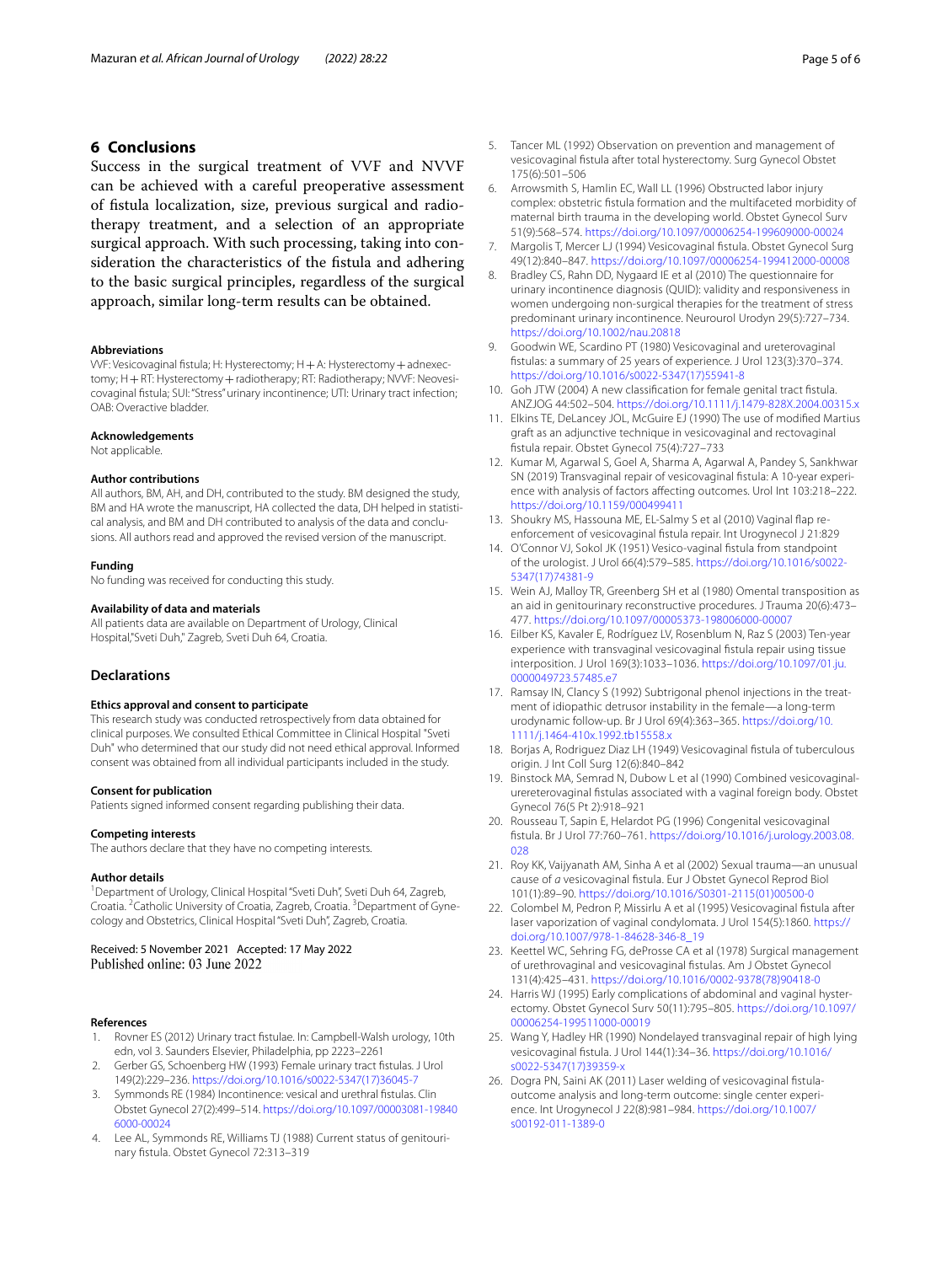## 6 Conclusions

Success in the surgical treatment of VVF and NVVF can be achieved with a careful preoperative assessment of fistula localization, size, previous surgical and radiotherapy treatment, and a selection of an appropriate surgical approach. With such processing, taking into consideration the characteristics of the fistula and adhering to the basic surgical principles, regardless of the surgical approach, similar long-term results can be obtained.

#### Abbreviations

VVF: Vesicovaginal fistula; H: Hysterectomy; H + A: Hysterectomy + adnexectomy; H + RT: Hysterectomy + radiotherapy; RT: Radiotherapy; NVVF: Neovesicovaginal fistula; SUI: "Stress" urinary incontinence; UTI: Urinary tract infection; OAB: Overactive bladder.

#### Acknowledgements

Not applicable.

#### Author contributions

All authors, BM, AH, and DH, contributed to the study. BM designed the study, BM and HA wrote the manuscript, HA collected the data, DH helped in statistical analysis, and BM and DH contributed to analysis of the data and conclusions. All authors read and approved the revised version of the manuscript.

#### Funding

No funding was received for conducting this study.

#### Availability of data and materials

All patients data are available on Department of Urology, Clinical Hospital,"Sveti Duh," Zagreb, Sveti Duh 64, Croatia.

### Declarations

#### Ethics approval and consent to participate

This research study was conducted retrospectively from data obtained for clinical purposes. We consulted Ethical Committee in Clinical Hospital "Sveti Duh" who determined that our study did not need ethical approval. Informed consent was obtained from all individual participants included in the study.

#### Consent for publication

Patients signed informed consent regarding publishing their data.

#### Competing interests

The authors declare that they have no competing interests.

#### Author details

[1]Department of Urology, Clinical Hospital "Sveti Duh", Sveti Duh 64, Zagreb, Croatia. [2]Catholic University of Croatia, Zagreb, Croatia. [3]Department of Gynecology and Obstetrics, Clinical Hospital "Sveti Duh", Zagreb, Croatia.

Received: 5 November 2021 Accepted: 17 May 2022
Published online: 03 June 2022

#### References

1. Rovner ES (2012) Urinary tract fistulae. In: Campbell-Walsh urology, 10th edn, vol 3. Saunders Elsevier, Philadelphia, pp 2223–2261
2. Gerber GS, Schoenberg HW (1993) Female urinary tract fistulas. J Urol 149(2):229–236. https://doi.org/10.1016/s0022-5347(17)36045-7
3. Symmonds RE (1984) Incontinence: vesical and urethral fistulas. Clin Obstet Gynecol 27(2):499–514. https://doi.org/10.1097/00003081-198406000-00024
4. Lee AL, Symmonds RE, Williams TJ (1988) Current status of genitourinary fistula. Obstet Gynecol 72:313–319
5. Tancer ML (1992) Observation on prevention and management of vesicovaginal fistula after total hysterectomy. Surg Gynecol Obstet 175(6):501–506
6. Arrowsmith S, Hamlin EC, Wall LL (1996) Obstructed labor injury complex: obstetric fistula formation and the multifaceted morbidity of maternal birth trauma in the developing world. Obstet Gynecol Surv 51(9):568–574. https://doi.org/10.1097/00006254-199609000-00024
7. Margolis T, Mercer LJ (1994) Vesicovaginal fistula. Obstet Gynecol Surg 49(12):840–847. https://doi.org/10.1097/00006254-199412000-00008
8. Bradley CS, Rahn DD, Nygaard IE et al (2010) The questionnaire for urinary incontinence diagnosis (QUID): validity and responsiveness in women undergoing non-surgical therapies for the treatment of stress predominant urinary incontinence. Neurourol Urodyn 29(5):727–734. https://doi.org/10.1002/nau.20818
9. Goodwin WE, Scardino PT (1980) Vesicovaginal and ureterovaginal fistulas: a summary of 25 years of experience. J Urol 123(3):370–374. https://doi.org/10.1016/s0022-5347(17)55941-8
10. Goh JTW (2004) A new classification for female genital tract fistula. ANZJOG 44:502–504. https://doi.org/10.1111/j.1479-828X.2004.00315.x
11. Elkins TE, DeLancey JOL, McGuire EJ (1990) The use of modified Martius graft as an adjunctive technique in vesicovaginal and rectovaginal fistula repair. Obstet Gynecol 75(4):727–733
12. Kumar M, Agarwal S, Goel A, Sharma A, Agarwal A, Pandey S, Sankhwar SN (2019) Transvaginal repair of vesicovaginal fistula: A 10-year experience with analysis of factors affecting outcomes. Urol Int 103:218–222. https://doi.org/10.1159/000499411
13. Shoukry MS, Hassouna ME, EL-Salmy S et al (2010) Vaginal flap re-enforcement of vesicovaginal fistula repair. Int Urogynecol J 21:829
14. O'Connor VJ, Sokol JK (1951) Vesico-vaginal fistula from standpoint of the urologist. J Urol 66(4):579–585. https://doi.org/10.1016/s0022-5347(17)74381-9
15. Wein AJ, Malloy TR, Greenberg SH et al (1980) Omental transposition as an aid in genitourinary reconstructive procedures. J Trauma 20(6):473–477. https://doi.org/10.1097/00005373-198006000-00007
16. Eilber KS, Kavaler E, Rodríguez LV, Rosenblum N, Raz S (2003) Ten-year experience with transvaginal vesicovaginal fistula repair using tissue interposition. J Urol 169(3):1033–1036. https://doi.org/10.1097/01.ju.0000049723.57485.e7
17. Ramsay IN, Clancy S (1992) Subtrigonal phenol injections in the treatment of idiopathic detrusor instability in the female—a long-term urodynamic follow-up. Br J Urol 69(4):363–365. https://doi.org/10.1111/j.1464-410x.1992.tb15558.x
18. Borjas A, Rodriguez Diaz LH (1949) Vesicovaginal fistula of tuberculous origin. J Int Coll Surg 12(6):840–842
19. Binstock MA, Semrad N, Dubow L et al (1990) Combined vesicovaginal-uretero­vaginal fistulas associated with a vaginal foreign body. Obstet Gynecol 76(5 Pt 2):918–921
20. Rousseau T, Sapin E, Helardot PG (1996) Congenital vesicovaginal fistula. Br J Urol 77:760–761. https://doi.org/10.1016/j.urology.2003.08.028
21. Roy KK, Vaijyanath AM, Sinha A et al (2002) Sexual trauma—an unusual cause of *a* vesicovaginal fistula. Eur J Obstet Gynecol Reprod Biol 101(1):89–90. https://doi.org/10.1016/S0301-2115(01)00500-0
22. Colombel M, Pedron P, Missirlu A et al (1995) Vesicovaginal fistula after laser vaporization of vaginal condylomata. J Urol 154(5):1860. https://doi.org/10.1007/978-1-84628-346-8_19
23. Keettel WC, Sehring FG, deProsse CA et al (1978) Surgical management of urethrovaginal and vesicovaginal fistulas. Am J Obstet Gynecol 131(4):425–431. https://doi.org/10.1016/0002-9378(78)90418-0
24. Harris WJ (1995) Early complications of abdominal and vaginal hysterectomy. Obstet Gynecol Surv 50(11):795–805. https://doi.org/10.1097/00006254-199511000-00019
25. Wang Y, Hadley HR (1990) Nondelayed transvaginal repair of high lying vesicovaginal fistula. J Urol 144(1):34–36. https://doi.org/10.1016/s0022-5347(17)39359-x
26. Dogra PN, Saini AK (2011) Laser welding of vesicovaginal fistula-outcome analysis and long-term outcome: single center experience. Int Urogynecol J 22(8):981–984. https://doi.org/10.1007/s00192-011-1389-0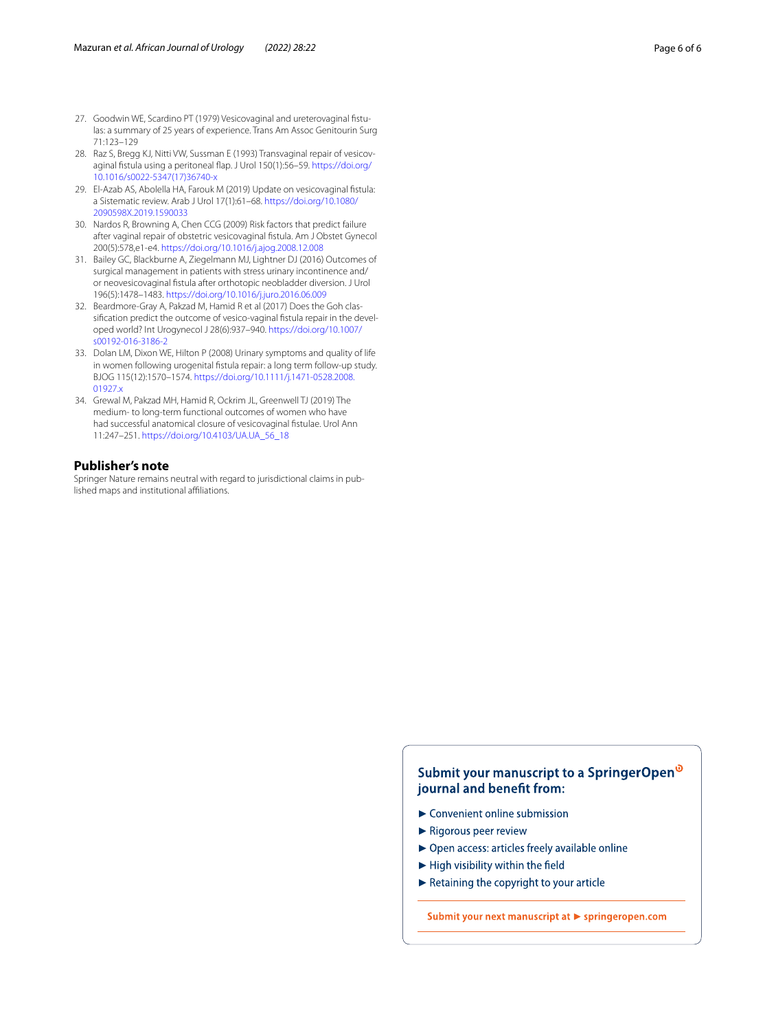27. Goodwin WE, Scardino PT (1979) Vesicovaginal and ureterovaginal fistulas: a summary of 25 years of experience. Trans Am Assoc Genitourin Surg 71:123–129
28. Raz S, Bregg KJ, Nitti VW, Sussman E (1993) Transvaginal repair of vesicovaginal fistula using a peritoneal flap. J Urol 150(1):56–59. https://doi.org/10.1016/s0022-5347(17)36740-x
29. El-Azab AS, Abolella HA, Farouk M (2019) Update on vesicovaginal fistula: a Sistematic review. Arab J Urol 17(1):61–68. https://doi.org/10.1080/2090598X.2019.1590033
30. Nardos R, Browning A, Chen CCG (2009) Risk factors that predict failure after vaginal repair of obstetric vesicovaginal fistula. Am J Obstet Gynecol 200(5):578,e1-e4. https://doi.org/10.1016/j.ajog.2008.12.008
31. Bailey GC, Blackburne A, Ziegelmann MJ, Lightner DJ (2016) Outcomes of surgical management in patients with stress urinary incontinence and/or neovesicovaginal fistula after orthotopic neobladder diversion. J Urol 196(5):1478–1483. https://doi.org/10.1016/j.juro.2016.06.009
32. Beardmore-Gray A, Pakzad M, Hamid R et al (2017) Does the Goh classification predict the outcome of vesico-vaginal fistula repair in the developed world? Int Urogynecol J 28(6):937–940. https://doi.org/10.1007/s00192-016-3186-2
33. Dolan LM, Dixon WE, Hilton P (2008) Urinary symptoms and quality of life in women following urogenital fistula repair: a long term follow-up study. BJOG 115(12):1570–1574. https://doi.org/10.1111/j.1471-0528.2008.01927.x
34. Grewal M, Pakzad MH, Hamid R, Ockrim JL, Greenwell TJ (2019) The medium- to long-term functional outcomes of women who have had successful anatomical closure of vesicovaginal fistulae. Urol Ann 11:247–251. https://doi.org/10.4103/UA.UA_56_18

## Publisher's note

Springer Nature remains neutral with regard to jurisdictional claims in published maps and institutional affiliations.